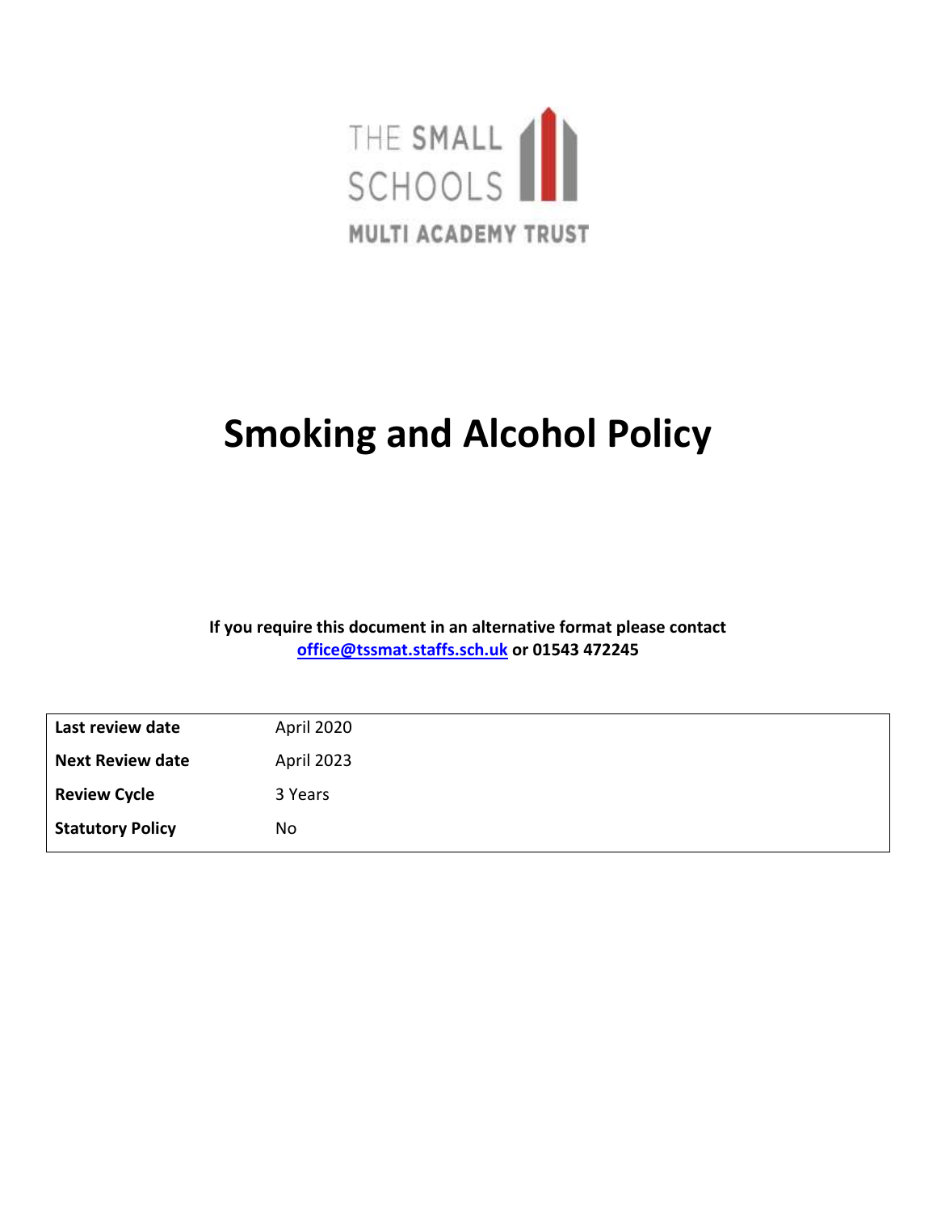THE SMALL SCHOOLS

MULTI ACADEMY TRUST

# Smoking and Alcohol Policy

**If you require this document in an alternative format please contact [office@tssmat.staffs.sch.uk](mailto:office@tssmat.staffs.sch.uk) or 01543 472245**

| | |
|---|---|
| **Last review date** | April 2020 |
| **Next Review date** | April 2023 |
| **Review Cycle** | 3 Years |
| **Statutory Policy** | No |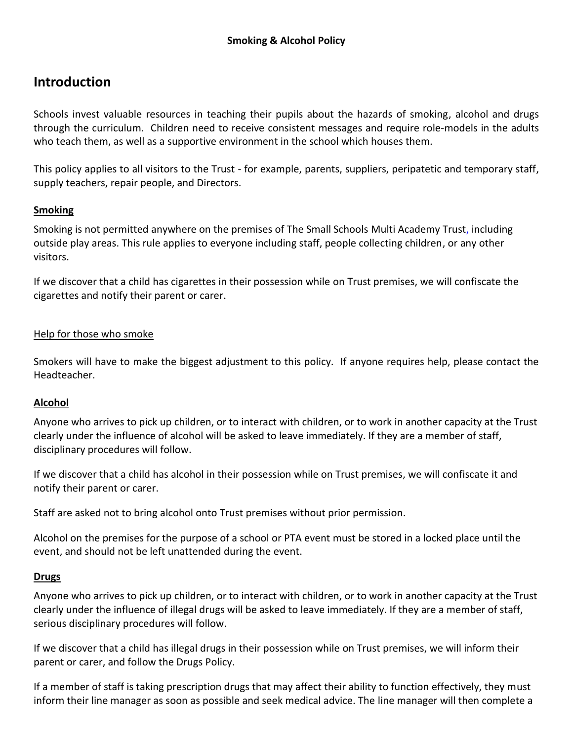**Smoking & Alcohol Policy**

## Introduction

Schools invest valuable resources in teaching their pupils about the hazards of smoking, alcohol and drugs through the curriculum. Children need to receive consistent messages and require role-models in the adults who teach them, as well as a supportive environment in the school which houses them.

This policy applies to all visitors to the Trust - for example, parents, suppliers, peripatetic and temporary staff, supply teachers, repair people, and Directors.

### Smoking

Smoking is not permitted anywhere on the premises of The Small Schools Multi Academy Trust, including outside play areas. This rule applies to everyone including staff, people collecting children, or any other visitors.

If we discover that a child has cigarettes in their possession while on Trust premises, we will confiscate the cigarettes and notify their parent or carer.

Help for those who smoke

Smokers will have to make the biggest adjustment to this policy. If anyone requires help, please contact the Headteacher.

### Alcohol

Anyone who arrives to pick up children, or to interact with children, or to work in another capacity at the Trust clearly under the influence of alcohol will be asked to leave immediately. If they are a member of staff, disciplinary procedures will follow.

If we discover that a child has alcohol in their possession while on Trust premises, we will confiscate it and notify their parent or carer.

Staff are asked not to bring alcohol onto Trust premises without prior permission.

Alcohol on the premises for the purpose of a school or PTA event must be stored in a locked place until the event, and should not be left unattended during the event.

### Drugs

Anyone who arrives to pick up children, or to interact with children, or to work in another capacity at the Trust clearly under the influence of illegal drugs will be asked to leave immediately. If they are a member of staff, serious disciplinary procedures will follow.

If we discover that a child has illegal drugs in their possession while on Trust premises, we will inform their parent or carer, and follow the Drugs Policy.

If a member of staff is taking prescription drugs that may affect their ability to function effectively, they must inform their line manager as soon as possible and seek medical advice. The line manager will then complete a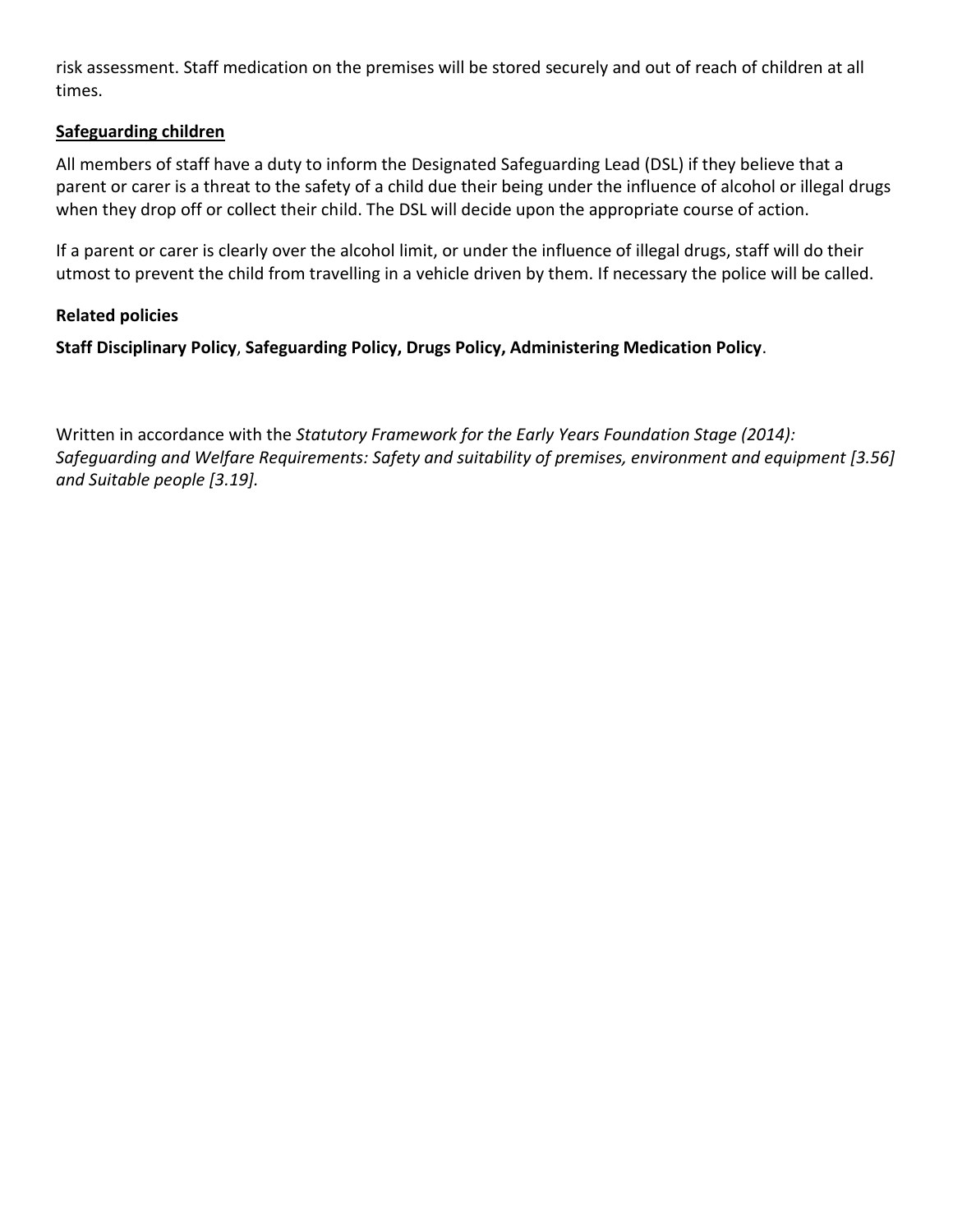risk assessment. Staff medication on the premises will be stored securely and out of reach of children at all times.

## Safeguarding children

All members of staff have a duty to inform the Designated Safeguarding Lead (DSL) if they believe that a parent or carer is a threat to the safety of a child due their being under the influence of alcohol or illegal drugs when they drop off or collect their child. The DSL will decide upon the appropriate course of action.

If a parent or carer is clearly over the alcohol limit, or under the influence of illegal drugs, staff will do their utmost to prevent the child from travelling in a vehicle driven by them. If necessary the police will be called.

**Related policies**

**Staff Disciplinary Policy**, **Safeguarding Policy, Drugs Policy, Administering Medication Policy**.

Written in accordance with the *Statutory Framework for the Early Years Foundation Stage (2014): Safeguarding and Welfare Requirements: Safety and suitability of premises, environment and equipment [3.56] and Suitable people [3.19].*